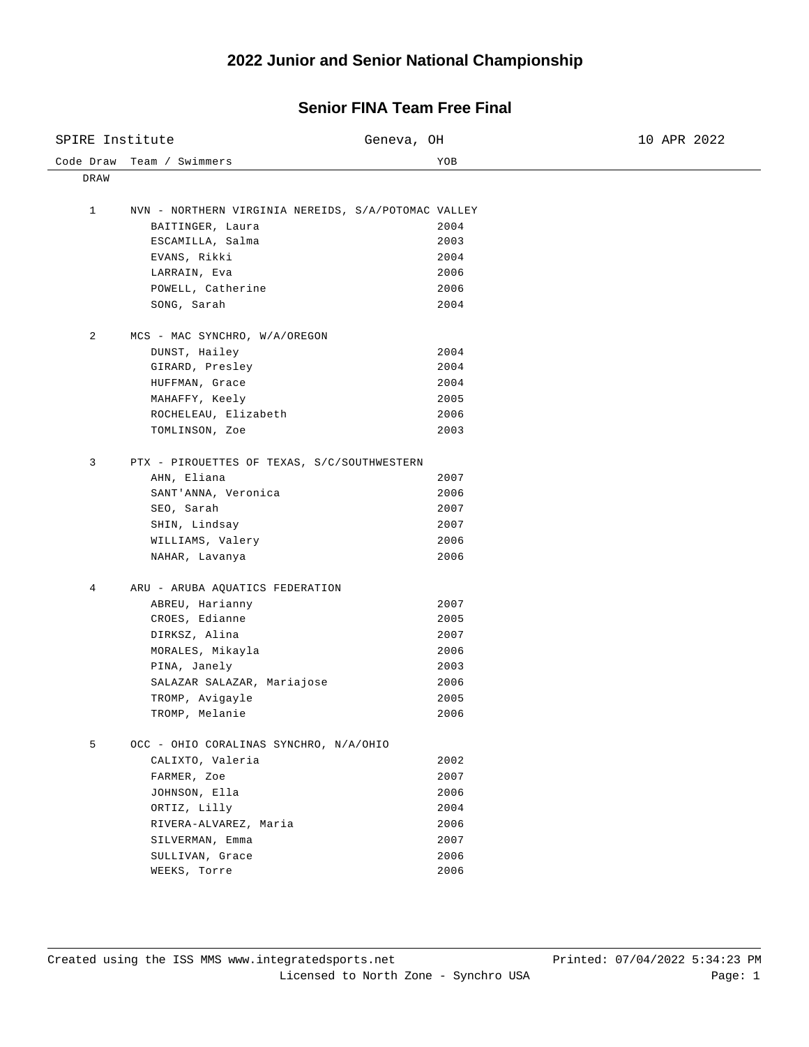# 2022 Junior and Senior National Championship

## Senior FINA Team Free Final

SPIRE Institute | Geneva, OH | 10 APR 2022

| Code Draw | Team / Swimmers | YOB |
|---|---|---|
| DRAW | | |
| 1 | NVN - NORTHERN VIRGINIA NEREIDS, S/A/POTOMAC VALLEY | |
| | BAITINGER, Laura | 2004 |
| | ESCAMILLA, Salma | 2003 |
| | EVANS, Rikki | 2004 |
| | LARRAIN, Eva | 2006 |
| | POWELL, Catherine | 2006 |
| | SONG, Sarah | 2004 |
| 2 | MCS - MAC SYNCHRO, W/A/OREGON | |
| | DUNST, Hailey | 2004 |
| | GIRARD, Presley | 2004 |
| | HUFFMAN, Grace | 2004 |
| | MAHAFFY, Keely | 2005 |
| | ROCHELEAU, Elizabeth | 2006 |
| | TOMLINSON, Zoe | 2003 |
| 3 | PTX - PIROUETTES OF TEXAS, S/C/SOUTHWESTERN | |
| | AHN, Eliana | 2007 |
| | SANT'ANNA, Veronica | 2006 |
| | SEO, Sarah | 2007 |
| | SHIN, Lindsay | 2007 |
| | WILLIAMS, Valery | 2006 |
| | NAHAR, Lavanya | 2006 |
| 4 | ARU - ARUBA AQUATICS FEDERATION | |
| | ABREU, Harianny | 2007 |
| | CROES, Edianne | 2005 |
| | DIRKSZ, Alina | 2007 |
| | MORALES, Mikayla | 2006 |
| | PINA, Janely | 2003 |
| | SALAZAR SALAZAR, Mariajose | 2006 |
| | TROMP, Avigayle | 2005 |
| | TROMP, Melanie | 2006 |
| 5 | OCC - OHIO CORALINAS SYNCHRO, N/A/OHIO | |
| | CALIXTO, Valeria | 2002 |
| | FARMER, Zoe | 2007 |
| | JOHNSON, Ella | 2006 |
| | ORTIZ, Lilly | 2004 |
| | RIVERA-ALVAREZ, Maria | 2006 |
| | SILVERMAN, Emma | 2007 |
| | SULLIVAN, Grace | 2006 |
| | WEEKS, Torre | 2006 |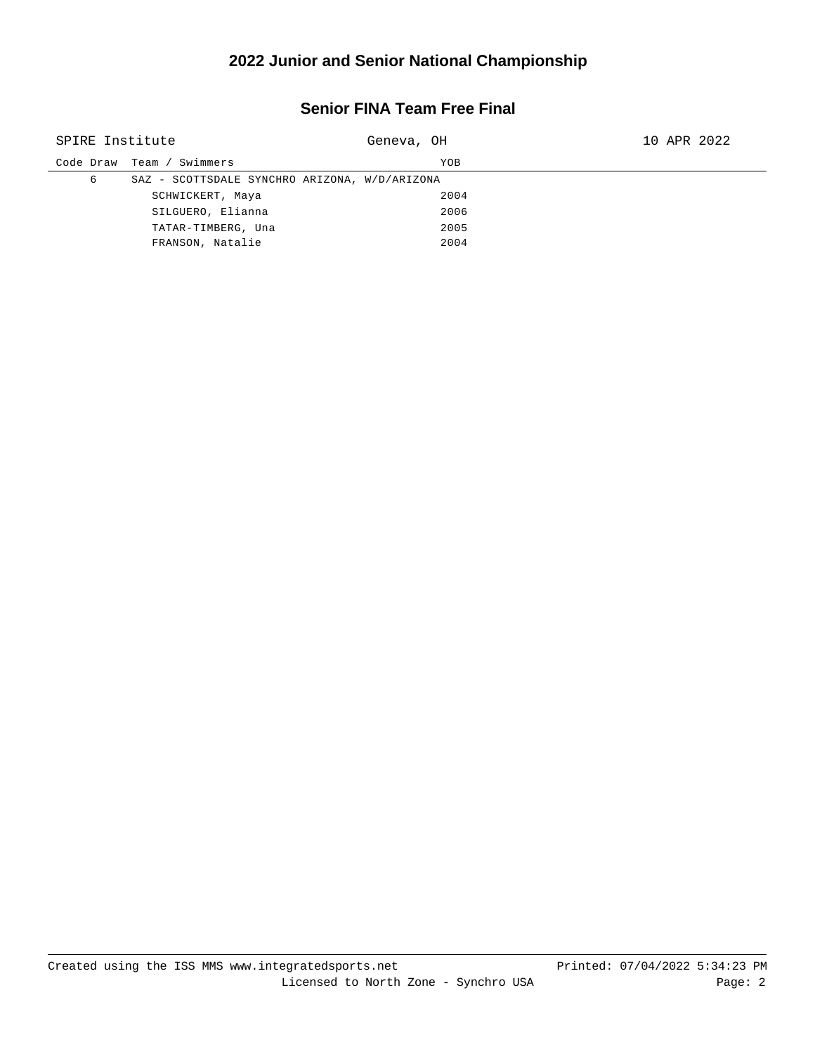# 2022 Junior and Senior National Championship

## Senior FINA Team Free Final

SPIRE Institute — Geneva, OH — 10 APR 2022

| Code | Draw | Team / Swimmers | YOB |
|---|---|---|---|
| | 6 | SAZ - SCOTTSDALE SYNCHRO ARIZONA, W/D/ARIZONA | |
| | | SCHWICKERT, Maya | 2004 |
| | | SILGUERO, Elianna | 2006 |
| | | TATAR-TIMBERG, Una | 2005 |
| | | FRANSON, Natalie | 2004 |

Created using the ISS MMS www.integratedsports.net — Printed: 07/04/2022 5:34:23 PM

Licensed to North Zone - Synchro USA